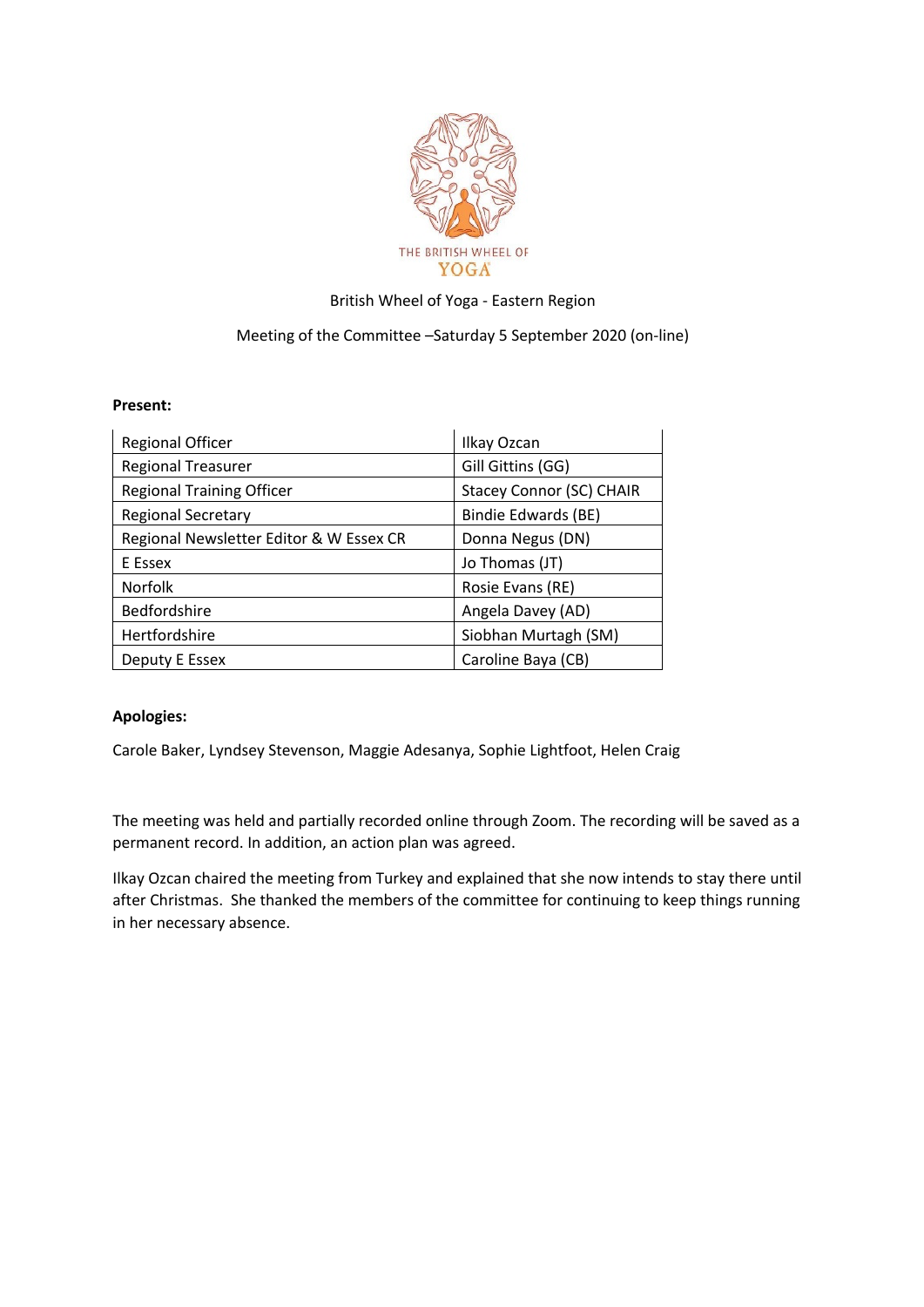British Wheel of Yoga - Eastern Region

Meeting of the Committee –Saturday 5 September 2020 (on-line)

**Present:**

| | |
|---|---|
| Regional Officer | Ilkay Ozcan |
| Regional Treasurer | Gill Gittins (GG) |
| Regional Training Officer | Stacey Connor (SC) CHAIR |
| Regional Secretary | Bindie Edwards (BE) |
| Regional Newsletter Editor & W Essex CR | Donna Negus (DN) |
| E Essex | Jo Thomas (JT) |
| Norfolk | Rosie Evans (RE) |
| Bedfordshire | Angela Davey (AD) |
| Hertfordshire | Siobhan Murtagh (SM) |
| Deputy E Essex | Caroline Baya (CB) |

**Apologies:**

Carole Baker, Lyndsey Stevenson, Maggie Adesanya, Sophie Lightfoot, Helen Craig

The meeting was held and partially recorded online through Zoom. The recording will be saved as a permanent record. In addition, an action plan was agreed.

Ilkay Ozcan chaired the meeting from Turkey and explained that she now intends to stay there until after Christmas. She thanked the members of the committee for continuing to keep things running in her necessary absence.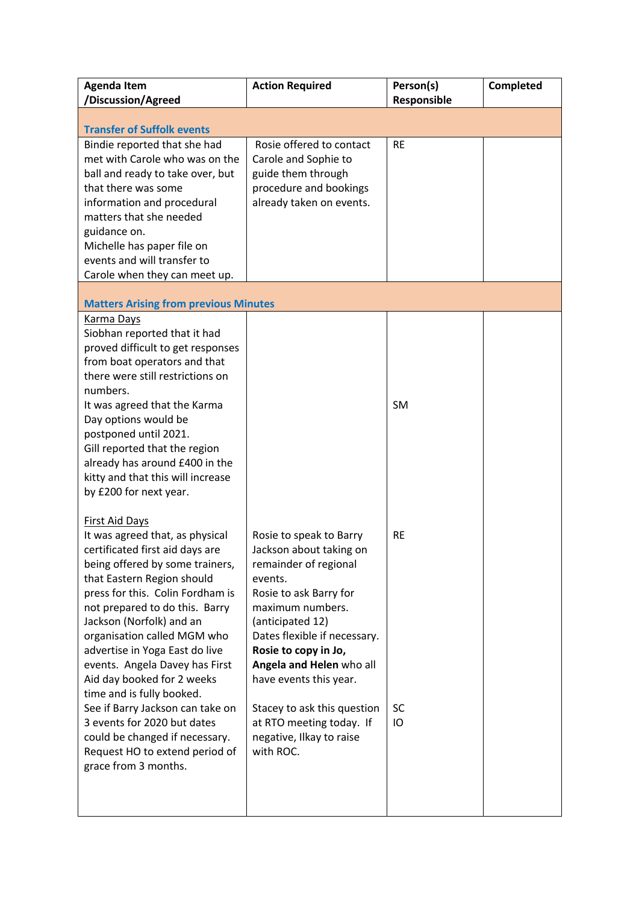| Agenda Item /Discussion/Agreed | Action Required | Person(s) Responsible | Completed |
|---|---|---|---|
| **Transfer of Suffolk events** | | | |
| Bindie reported that she had met with Carole who was on the ball and ready to take over, but that there was some information and procedural matters that she needed guidance on.<br>Michelle has paper file on events and will transfer to Carole when they can meet up. | Rosie offered to contact Carole and Sophie to guide them through procedure and bookings already taken on events. | RE | |
| **Matters Arising from previous Minutes** | | | |
| <u>Karma Days</u><br>Siobhan reported that it had proved difficult to get responses from boat operators and that there were still restrictions on numbers.<br>It was agreed that the Karma Day options would be postponed until 2021.<br>Gill reported that the region already has around £400 in the kitty and that this will increase by £200 for next year. | | SM | |
| <u>First Aid Days</u><br>It was agreed that, as physical certificated first aid days are being offered by some trainers, that Eastern Region should press for this. Colin Fordham is not prepared to do this. Barry Jackson (Norfolk) and an organisation called MGM who advertise in Yoga East do live events. Angela Davey has First Aid day booked for 2 weeks time and is fully booked. | Rosie to speak to Barry Jackson about taking on remainder of regional events.<br>Rosie to ask Barry for maximum numbers. (anticipated 12)<br>Dates flexible if necessary.<br>**Rosie to copy in Jo, Angela and Helen** who all have events this year. | RE | |
| See if Barry Jackson can take on 3 events for 2020 but dates could be changed if necessary.<br>Request HO to extend period of grace from 3 months. | Stacey to ask this question at RTO meeting today. If negative, Ilkay to raise with ROC. | SC<br>IO | |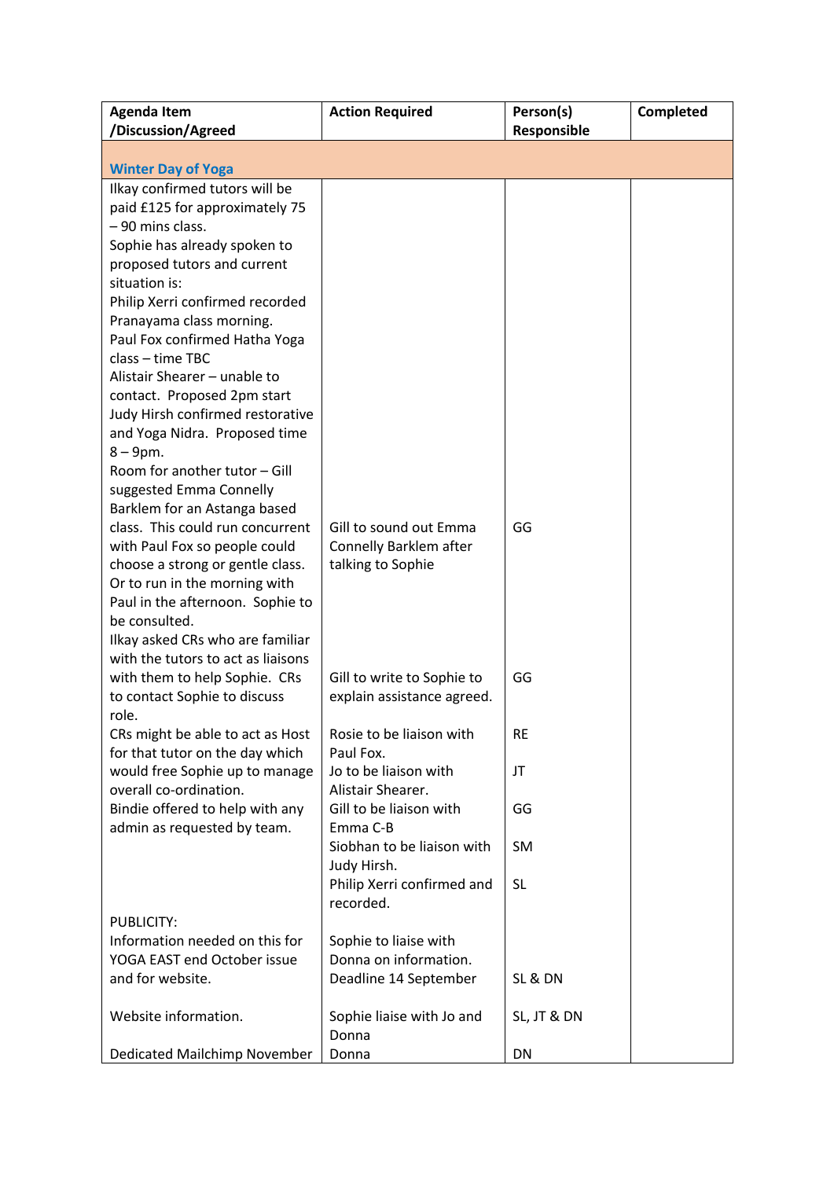| Agenda Item /Discussion/Agreed | Action Required | Person(s) Responsible | Completed |
|---|---|---|---|
| **Winter Day of Yoga** | | | |
| Ilkay confirmed tutors will be paid £125 for approximately 75 – 90 mins class.<br>Sophie has already spoken to proposed tutors and current situation is:<br>Philip Xerri confirmed recorded Pranayama class morning.<br>Paul Fox confirmed Hatha Yoga class – time TBC<br>Alistair Shearer – unable to contact. Proposed 2pm start<br>Judy Hirsh confirmed restorative and Yoga Nidra. Proposed time 8 – 9pm.<br>Room for another tutor – Gill suggested Emma Connelly Barklem for an Astanga based class. This could run concurrent with Paul Fox so people could choose a strong or gentle class. Or to run in the morning with Paul in the afternoon. Sophie to be consulted. | Gill to sound out Emma Connelly Barklem after talking to Sophie | GG | |
| Ilkay asked CRs who are familiar with the tutors to act as liaisons with them to help Sophie. CRs to contact Sophie to discuss role. | Gill to write to Sophie to explain assistance agreed. | GG | |
| CRs might be able to act as Host for that tutor on the day which would free Sophie up to manage overall co-ordination.<br>Bindie offered to help with any admin as requested by team. | Rosie to be liaison with Paul Fox.<br>Jo to be liaison with Alistair Shearer.<br>Gill to be liaison with Emma C-B<br>Siobhan to be liaison with Judy Hirsh.<br>Philip Xerri confirmed and recorded. | RE<br>JT<br>GG<br>SM<br>SL | |
| PUBLICITY:<br>Information needed on this for YOGA EAST end October issue and for website. | Sophie to liaise with Donna on information. Deadline 14 September | SL & DN | |
| Website information. | Sophie liaise with Jo and Donna | SL, JT & DN | |
| Dedicated Mailchimp November | Donna | DN | |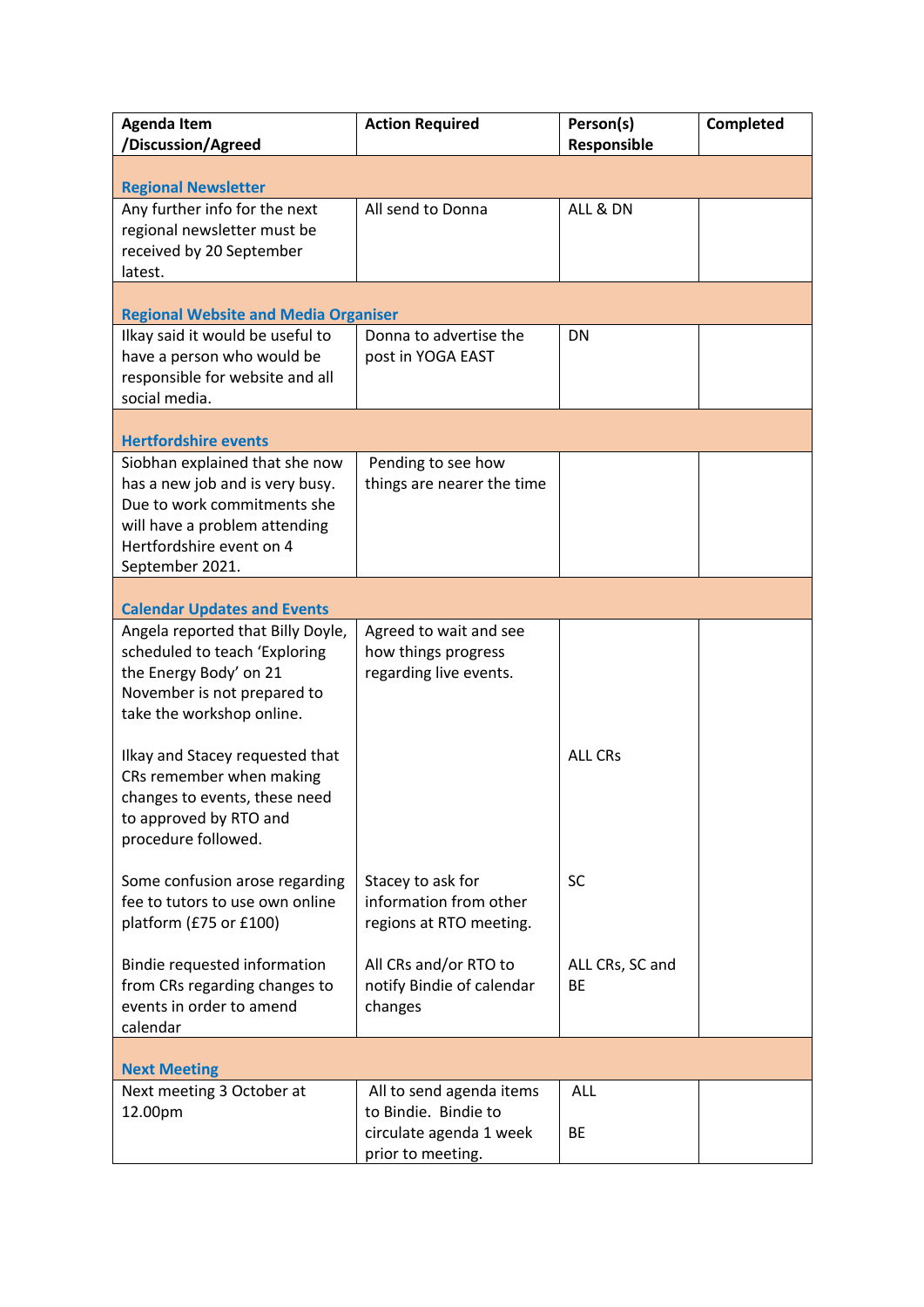| Agenda Item /Discussion/Agreed | Action Required | Person(s) Responsible | Completed |
|---|---|---|---|
| **Regional Newsletter** | | | |
| Any further info for the next regional newsletter must be received by 20 September latest. | All send to Donna | ALL & DN | |
| **Regional Website and Media Organiser** | | | |
| Ilkay said it would be useful to have a person who would be responsible for website and all social media. | Donna to advertise the post in YOGA EAST | DN | |
| **Hertfordshire events** | | | |
| Siobhan explained that she now has a new job and is very busy. Due to work commitments she will have a problem attending Hertfordshire event on 4 September 2021. | Pending to see how things are nearer the time | | |
| **Calendar Updates and Events** | | | |
| Angela reported that Billy Doyle, scheduled to teach 'Exploring the Energy Body' on 21 November is not prepared to take the workshop online. | Agreed to wait and see how things progress regarding live events. | | |
| Ilkay and Stacey requested that CRs remember when making changes to events, these need to approved by RTO and procedure followed. | | ALL CRs | |
| Some confusion arose regarding fee to tutors to use own online platform (£75 or £100) | Stacey to ask for information from other regions at RTO meeting. | SC | |
| Bindie requested information from CRs regarding changes to events in order to amend calendar | All CRs and/or RTO to notify Bindie of calendar changes | ALL CRs, SC and BE | |
| **Next Meeting** | | | |
| Next meeting 3 October at 12.00pm | All to send agenda items to Bindie. Bindie to circulate agenda 1 week prior to meeting. | ALL<br><br>BE | |